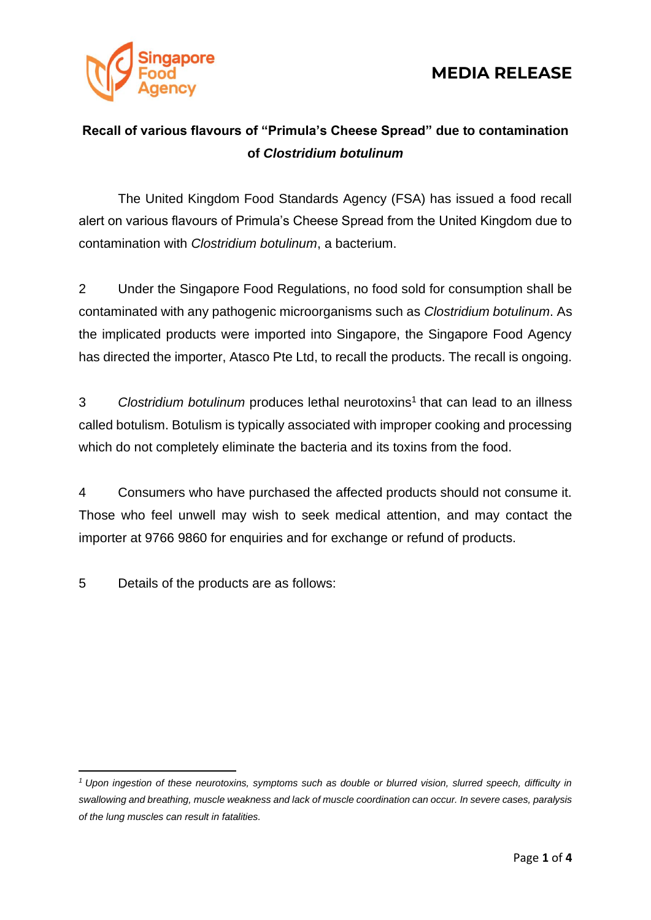Singapore Food Agency

# MEDIA RELEASE

## Recall of various flavours of "Primula's Cheese Spread" due to contamination of *Clostridium botulinum*

The United Kingdom Food Standards Agency (FSA) has issued a food recall alert on various flavours of Primula's Cheese Spread from the United Kingdom due to contamination with *Clostridium botulinum*, a bacterium.

2 Under the Singapore Food Regulations, no food sold for consumption shall be contaminated with any pathogenic microorganisms such as *Clostridium botulinum*. As the implicated products were imported into Singapore, the Singapore Food Agency has directed the importer, Atasco Pte Ltd, to recall the products. The recall is ongoing.

3 *Clostridium botulinum* produces lethal neurotoxins[1] that can lead to an illness called botulism. Botulism is typically associated with improper cooking and processing which do not completely eliminate the bacteria and its toxins from the food.

4 Consumers who have purchased the affected products should not consume it. Those who feel unwell may wish to seek medical attention, and may contact the importer at 9766 9860 for enquiries and for exchange or refund of products.

5 Details of the products are as follows:

---

[1] *Upon ingestion of these neurotoxins, symptoms such as double or blurred vision, slurred speech, difficulty in swallowing and breathing, muscle weakness and lack of muscle coordination can occur. In severe cases, paralysis of the lung muscles can result in fatalities.*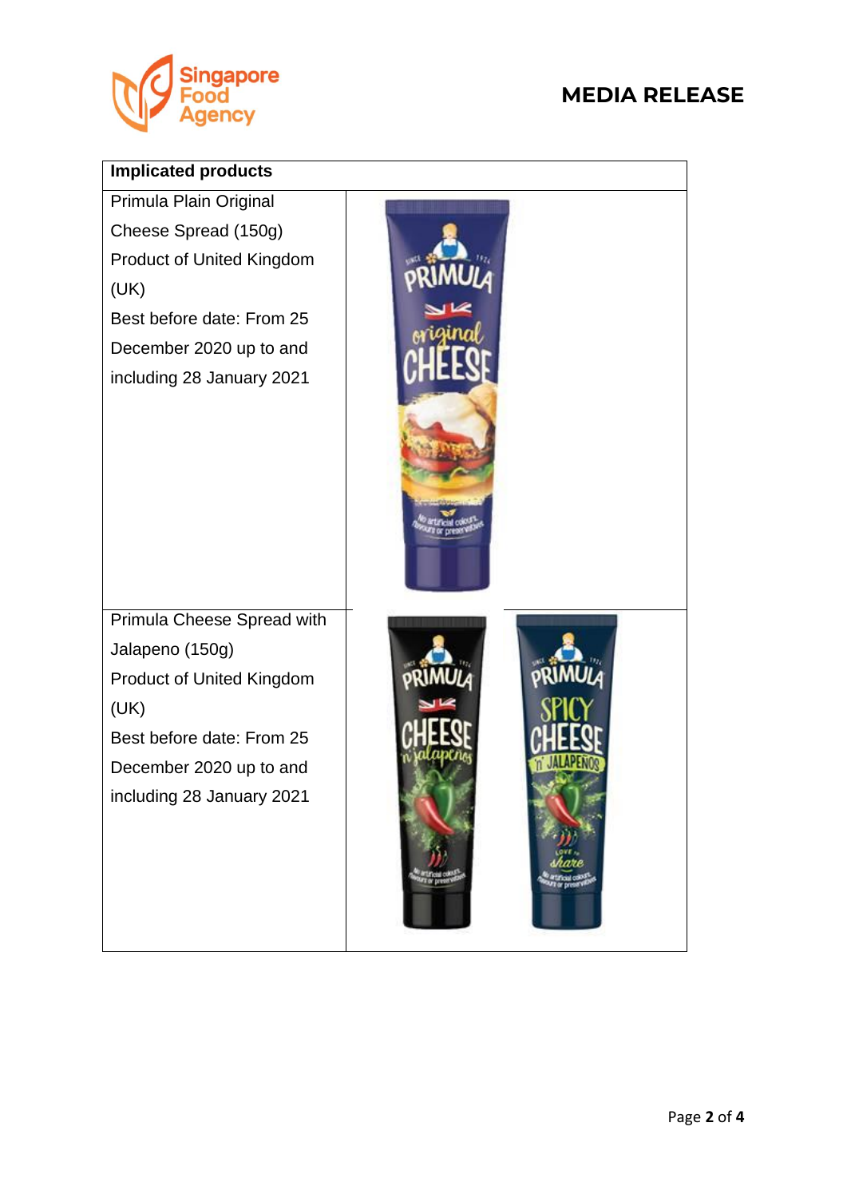| Implicated products | |
|---|---|
| Primula Plain Original Cheese Spread (150g)<br>Product of United Kingdom (UK)<br>Best before date: From 25 December 2020 up to and including 28 January 2021 | |
| Primula Cheese Spread with Jalapeno (150g)<br>Product of United Kingdom (UK)<br>Best before date: From 25 December 2020 up to and including 28 January 2021 | |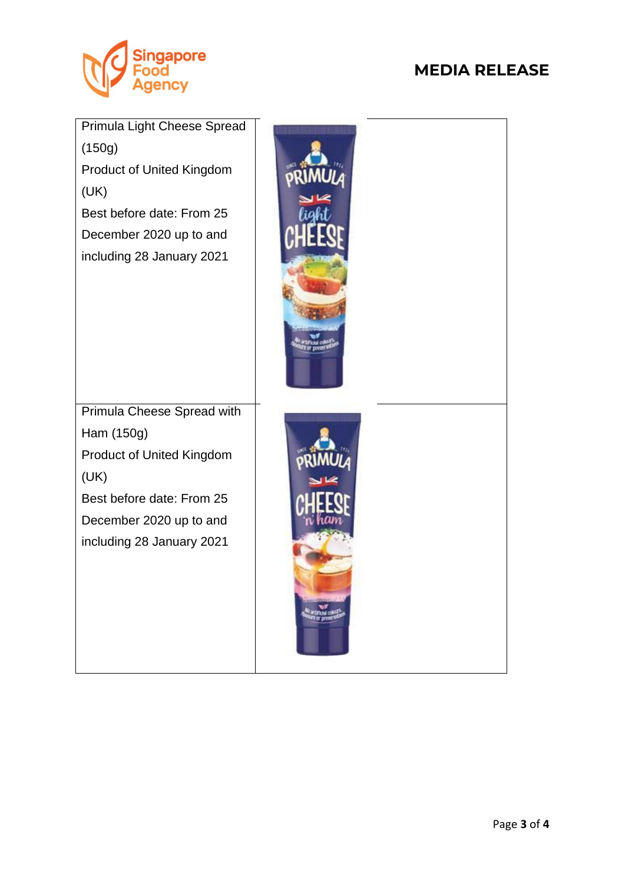| | |
|---|---|
| Primula Light Cheese Spread (150g)<br>Product of United Kingdom (UK)<br>Best before date: From 25 December 2020 up to and including 28 January 2021 | |
| Primula Cheese Spread with Ham (150g)<br>Product of United Kingdom (UK)<br>Best before date: From 25 December 2020 up to and including 28 January 2021 | |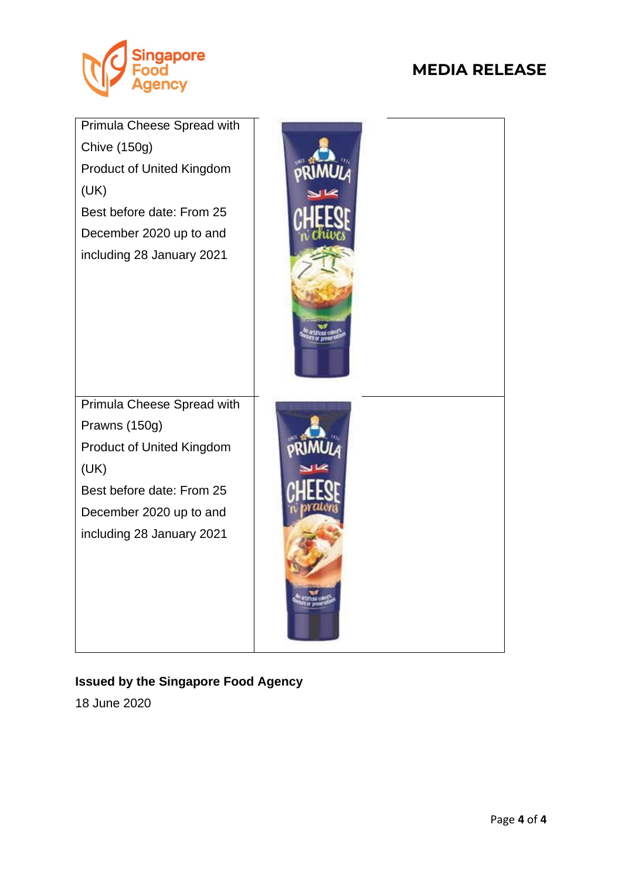| | |
|---|---|
| Primula Cheese Spread with Chive (150g)<br>Product of United Kingdom (UK)<br>Best before date: From 25 December 2020 up to and including 28 January 2021 | |
| Primula Cheese Spread with Prawns (150g)<br>Product of United Kingdom (UK)<br>Best before date: From 25 December 2020 up to and including 28 January 2021 | |

**Issued by the Singapore Food Agency**

18 June 2020